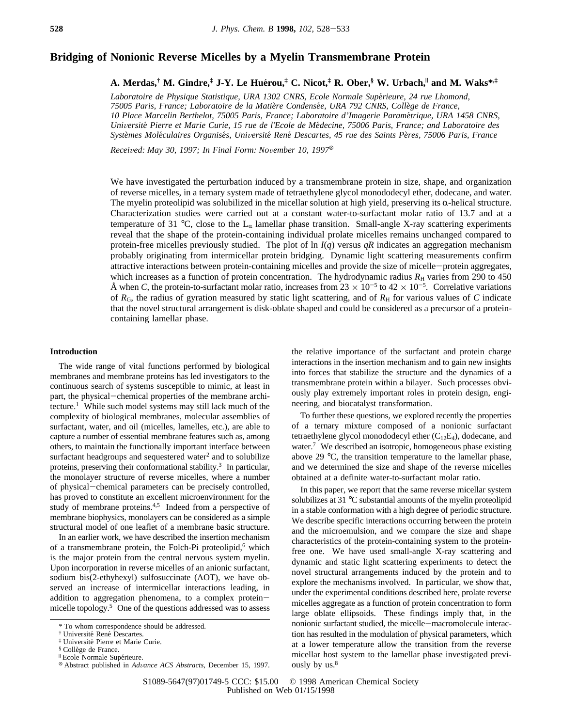# Bridging of Nonionic Reverse Micelles by a Myelin Transmembrane Protein

**A. Merdas,[†] M. Gindre,[‡] J-Y. Le Huérou,[‡] C. Nicot,[‡] R. Ober,[§] W. Urbach,[∥] and M. Waks*,[‡]**

*Laboratoire de Physique Statistique, URA 1302 CNRS, Ecole Normale Supérieure, 24 rue Lhomond, 75005 Paris, France; Laboratoire de la Matière Condensée, URA 792 CNRS, Collège de France, 10 Place Marcelin Berthelot, 75005 Paris, France; Laboratoire d'Imagerie Paramétrique, URA 1458 CNRS, Université Pierre et Marie Curie, 15 rue de l'Ecole de Médecine, 75006 Paris, France; and Laboratoire des Systèmes Moléculaires Organisés, Université René Descartes, 45 rue des Saints Pères, 75006 Paris, France*

*Received: May 30, 1997; In Final Form: November 10, 1997*[⊗]

We have investigated the perturbation induced by a transmembrane protein in size, shape, and organization of reverse micelles, in a ternary system made of tetraethylene glycol monododecyl ether, dodecane, and water. The myelin proteolipid was solubilized in the micellar solution at high yield, preserving its α-helical structure. Characterization studies were carried out at a constant water-to-surfactant molar ratio of 13.7 and at a temperature of 31 °C, close to the $L_\alpha$ lamellar phase transition. Small-angle X-ray scattering experiments reveal that the shape of the protein-containing individual prolate micelles remains unchanged compared to protein-free micelles previously studied. The plot of $\ln I(q)$ versus $qR$ indicates an aggregation mechanism probably originating from intermicellar protein bridging. Dynamic light scattering measurements confirm attractive interactions between protein-containing micelles and provide the size of micelle–protein aggregates, which increases as a function of protein concentration. The hydrodynamic radius $R_H$ varies from 290 to 450 Å when $C$, the protein-to-surfactant molar ratio, increases from $23 \times 10^{-5}$ to $42 \times 10^{-5}$. Correlative variations of $R_G$, the radius of gyration measured by static light scattering, and of $R_H$ for various values of $C$ indicate that the novel structural arrangement is disk-oblate shaped and could be considered as a precursor of a protein-containing lamellar phase.

## Introduction

The wide range of vital functions performed by biological membranes and membrane proteins has led investigators to the continuous search of systems susceptible to mimic, at least in part, the physical–chemical properties of the membrane architecture.[1] While such model systems may still lack much of the complexity of biological membranes, molecular assemblies of surfactant, water, and oil (micelles, lamelles, etc.), are able to capture a number of essential membrane features such as, among others, to maintain the functionally important interface between surfactant headgroups and sequestered water[2] and to solubilize proteins, preserving their conformational stability.[3] In particular, the monolayer structure of reverse micelles, where a number of physical–chemical parameters can be precisely controlled, has proved to constitute an excellent microenvironment for the study of membrane proteins.[4,5] Indeed from a perspective of membrane biophysics, monolayers can be considered as a simple structural model of one leaflet of a membrane basic structure.

In an earlier work, we have described the insertion mechanism of a transmembrane protein, the Folch-Pi proteolipid,[6] which is the major protein from the central nervous system myelin. Upon incorporation in reverse micelles of an anionic surfactant, sodium bis(2-ethyhexyl) sulfosuccinate (AOT), we have observed an increase of intermicellar interactions leading, in addition to aggregation phenomena, to a complex protein–micelle topology.[5] One of the questions addressed was to assess the relative importance of the surfactant and protein charge interactions in the insertion mechanism and to gain new insights into forces that stabilize the structure and the dynamics of a transmembrane protein within a bilayer. Such processes obviously play extremely important roles in protein design, engineering, and biocatalyst transformation.

To further these questions, we explored recently the properties of a ternary mixture composed of a nonionic surfactant tetraethylene glycol monododecyl ether ($C_{12}E_4$), dodecane, and water.[7] We described an isotropic, homogeneous phase existing above 29 °C, the transition temperature to the lamellar phase, and we determined the size and shape of the reverse micelles obtained at a definite water-to-surfactant molar ratio.

In this paper, we report that the same reverse micellar system solubilizes at 31 °C substantial amounts of the myelin proteolipid in a stable conformation with a high degree of periodic structure. We describe specific interactions occurring between the protein and the microemulsion, and we compare the size and shape characteristics of the protein-containing system to the protein-free one. We have used small-angle X-ray scattering and dynamic and static light scattering experiments to detect the novel structural arrangements induced by the protein and to explore the mechanisms involved. In particular, we show that, under the experimental conditions described here, prolate reverse micelles aggregate as a function of protein concentration to form large oblate ellipsoids. These findings imply that, in the nonionic surfactant studied, the micelle–macromolecule interaction has resulted in the modulation of physical parameters, which at a lower temperature allow the transition from the reverse micellar host system to the lamellar phase investigated previously by us.[8]

* To whom correspondence should be addressed.
† Université René Descartes.
‡ Université Pierre et Marie Curie.
§ Collège de France.
∥ Ecole Normale Supérieure.
⊗ Abstract published in *Advance ACS Abstracts*, December 15, 1997.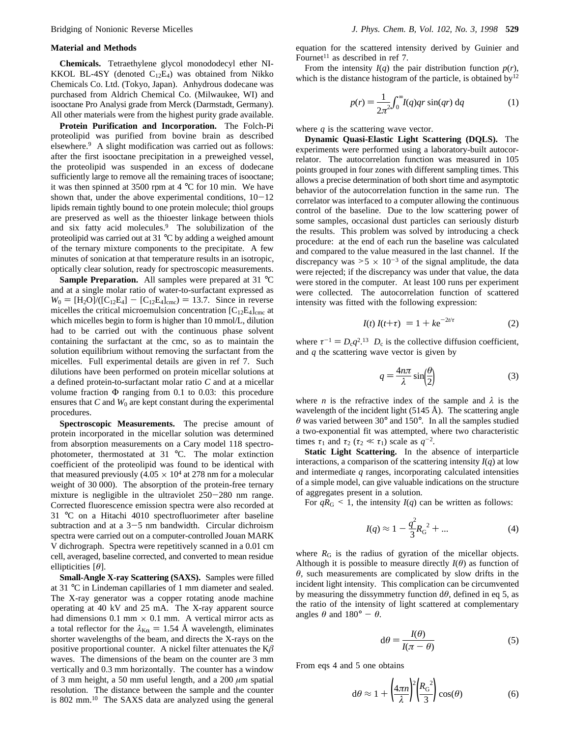## Material and Methods

**Chemicals.** Tetraethylene glycol monododecyl ether NIKKOL BL-4SY (denoted $C_{12}E_4$) was obtained from Nikko Chemicals Co. Ltd. (Tokyo, Japan). Anhydrous dodecane was purchased from Aldrich Chemical Co. (Milwaukee, WI) and isooctane Pro Analysi grade from Merck (Darmstadt, Germany). All other materials were from the highest purity grade available.

**Protein Purification and Incorporation.** The Folch-Pi proteolipid was purified from bovine brain as described elsewhere.[9] A slight modification was carried out as follows: after the first isooctane precipitation in a preweighed vessel, the proteolipid was suspended in an excess of dodecane sufficiently large to remove all the remaining traces of isooctane; it was then spinned at 3500 rpm at 4 °C for 10 min. We have shown that, under the above experimental conditions, 10−12 lipids remain tightly bound to one protein molecule; thiol groups are preserved as well as the thioester linkage between thiols and six fatty acid molecules.[9] The solubilization of the proteolipid was carried out at 31 °C by adding a weighed amount of the ternary mixture components to the precipitate. A few minutes of sonication at that temperature results in an isotropic, optically clear solution, ready for spectroscopic measurements.

**Sample Preparation.** All samples were prepared at 31 °C and at a single molar ratio of water-to-surfactant expressed as $W_0 = [H_2O]/([C_{12}E_4] - [C_{12}E_4]_{cmc}) = 13.7$. Since in reverse micelles the critical microemulsion concentration $[C_{12}E_4]_{cmc}$ at which micelles begin to form is higher than 10 mmol/L, dilution had to be carried out with the continuous phase solvent containing the surfactant at the cmc, so as to maintain the solution equilibrium without removing the surfactant from the micelles. Full experimental details are given in ref 7. Such dilutions have been performed on protein micellar solutions at a defined protein-to-surfactant molar ratio $C$ and at a micellar volume fraction $\Phi$ ranging from 0.1 to 0.03: this procedure ensures that $C$ and $W_0$ are kept constant during the experimental procedures.

**Spectroscopic Measurements.** The precise amount of protein incorporated in the micellar solution was determined from absorption measurements on a Cary model 118 spectrophotometer, thermostated at 31 °C. The molar extinction coefficient of the proteolipid was found to be identical with that measured previously ($4.05 \times 10^4$ at 278 nm for a molecular weight of 30 000). The absorption of the protein-free ternary mixture is negligible in the ultraviolet 250−280 nm range. Corrected fluorescence emission spectra were also recorded at 31 °C on a Hitachi 4010 spectrofluorimeter after baseline subtraction and at a 3−5 nm bandwidth. Circular dichroism spectra were carried out on a computer-controlled Jouan MARK V dichrograph. Spectra were repetitively scanned in a 0.01 cm cell, averaged, baseline corrected, and converted to mean residue ellipticities $[\theta]$.

**Small-Angle X-ray Scattering (SAXS).** Samples were filled at 31 °C in Lindeman capillaries of 1 mm diameter and sealed. The X-ray generator was a copper rotating anode machine operating at 40 kV and 25 mA. The X-ray apparent source had dimensions 0.1 mm × 0.1 mm. A vertical mirror acts as a total reflector for the $\lambda_{K\alpha} = 1.54$ Å wavelength, eliminates shorter wavelengths of the beam, and directs the X-rays on the positive proportional counter. A nickel filter attenuates the $K\beta$ waves. The dimensions of the beam on the counter are 3 mm vertically and 0.3 mm horizontally. The counter has a window of 3 mm height, a 50 mm useful length, and a 200 μm spatial resolution. The distance between the sample and the counter is 802 mm.[10] The SAXS data are analyzed using the general equation for the scattered intensity derived by Guinier and Fournet[11] as described in ref 7.

From the intensity $I(q)$ the pair distribution function $p(r)$, which is the distance histogram of the particle, is obtained by[12]

$$p(r) = \frac{1}{2\pi^2}\int_0^\infty I(q)qr\sin(qr)\,\mathrm{d}q \qquad (1)$$

where $q$ is the scattering wave vector.

**Dynamic Quasi-Elastic Light Scattering (DQLS).** The experiments were performed using a laboratory-built autocorrelator. The autocorrelation function was measured in 105 points grouped in four zones with different sampling times. This allows a precise determination of both short time and asymptotic behavior of the autocorrelation function in the same run. The correlator was interfaced to a computer allowing the continuous control of the baseline. Due to the low scattering power of some samples, occasional dust particles can seriously disturb the results. This problem was solved by introducing a check procedure: at the end of each run the baseline was calculated and compared to the value measured in the last channel. If the discrepancy was $>5 \times 10^{-3}$ of the signal amplitude, the data were rejected; if the discrepancy was under that value, the data were stored in the computer. At least 100 runs per experiment were collected. The autocorrelation function of scattered intensity was fitted with the following expression:

$$I(t)\,I(t+\tau) = 1 + k\mathrm{e}^{-2t/\tau} \qquad (2)$$

where $\tau^{-1} = D_c q^2$.[13] $D_c$ is the collective diffusion coefficient, and $q$ the scattering wave vector is given by

$$q = \frac{4n\pi}{\lambda}\sin\left(\frac{\theta}{2}\right) \qquad (3)$$

where $n$ is the refractive index of the sample and $\lambda$ is the wavelength of the incident light (5145 Å). The scattering angle $\theta$ was varied between 30° and 150°. In all the samples studied a two-exponential fit was attempted, where two characteristic times $\tau_1$ and $\tau_2$ ($\tau_2 \ll \tau_1$) scale as $q^{-2}$.

**Static Light Scattering.** In the absence of interparticle interactions, a comparison of the scattering intensity $I(q)$ at low and intermediate $q$ ranges, incorporating calculated intensities of a simple model, can give valuable indications on the structure of aggregates present in a solution.

For $qR_G < 1$, the intensity $I(q)$ can be written as follows:

$$I(q) \approx 1 - \frac{q^2}{3}{R_G}^2 + ... \qquad (4)$$

where $R_G$ is the radius of gyration of the micellar objects. Although it is possible to measure directly $I(\theta)$ as function of $\theta$, such measurements are complicated by slow drifts in the incident light intensity. This complication can be circumvented by measuring the dissymmetry function $d\theta$, defined in eq 5, as the ratio of the intensity of light scattered at complementary angles $\theta$ and $180° - \theta$.

$$\mathrm{d}\theta = \frac{I(\theta)}{I(\pi - \theta)} \qquad (5)$$

From eqs 4 and 5 one obtains

$$\mathrm{d}\theta \approx 1 + \left(\frac{4\pi n}{\lambda}\right)^2\left(\frac{{R_G}^2}{3}\right)\cos(\theta) \qquad (6)$$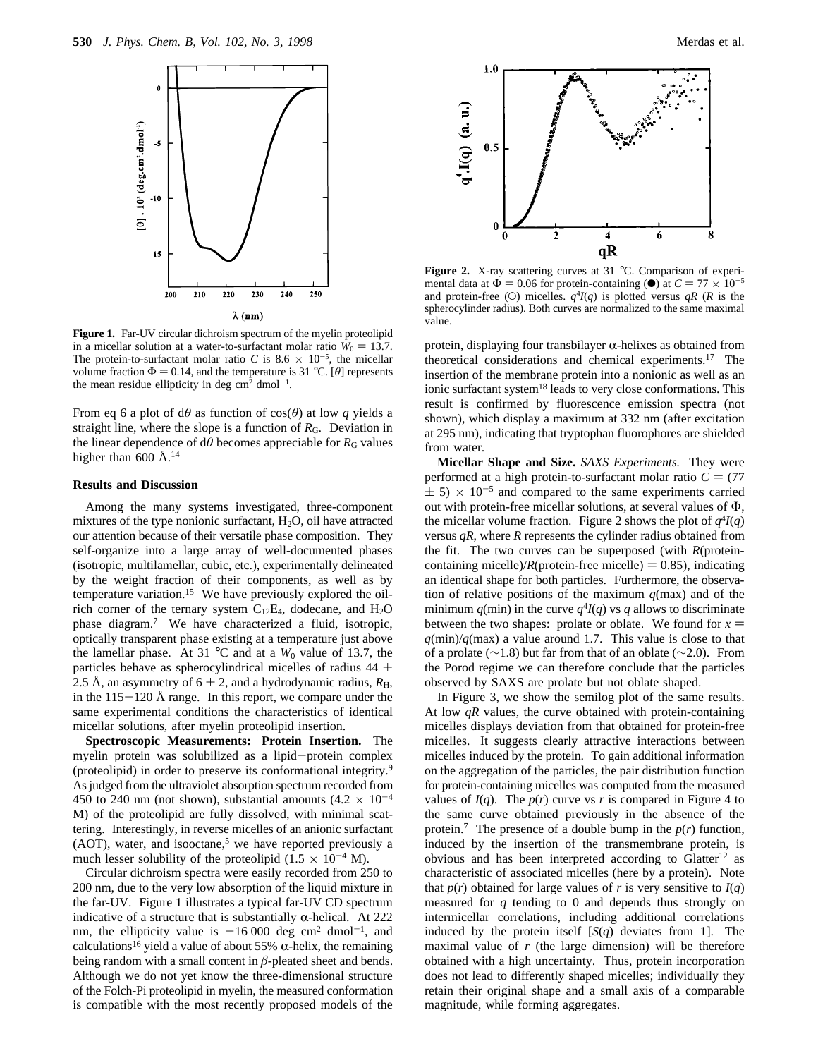**Figure 1.** Far-UV circular dichroism spectrum of the myelin proteolipid in a micellar solution at a water-to-surfactant molar ratio $W_0 = 13.7$. The protein-to-surfactant molar ratio $C$ is $8.6 \times 10^{-5}$, the micellar volume fraction $\Phi = 0.14$, and the temperature is 31 °C. $[\theta]$ represents the mean residue ellipticity in deg cm$^2$ dmol$^{-1}$.

From eq 6 a plot of $d\theta$ as function of $\cos(\theta)$ at low $q$ yields a straight line, where the slope is a function of $R_G$. Deviation in the linear dependence of $d\theta$ becomes appreciable for $R_G$ values higher than 600 Å.[14]

### Results and Discussion

Among the many systems investigated, three-component mixtures of the type nonionic surfactant, $H_2O$, oil have attracted our attention because of their versatile phase composition. They self-organize into a large array of well-documented phases (isotropic, multilamellar, cubic, etc.), experimentally delineated by the weight fraction of their components, as well as by temperature variation.[15] We have previously explored the oil-rich corner of the ternary system $C_{12}E_4$, dodecane, and $H_2O$ phase diagram.[7] We have characterized a fluid, isotropic, optically transparent phase existing at a temperature just above the lamellar phase. At 31 °C and at a $W_0$ value of 13.7, the particles behave as spherocylindrical micelles of radius 44 ± 2.5 Å, an asymmetry of 6 ± 2, and a hydrodynamic radius, $R_H$, in the 115−120 Å range. In this report, we compare under the same experimental conditions the characteristics of identical micellar solutions, after myelin proteolipid insertion.

**Spectroscopic Measurements: Protein Insertion.** The myelin protein was solubilized as a lipid−protein complex (proteolipid) in order to preserve its conformational integrity.[9] As judged from the ultraviolet absorption spectrum recorded from 450 to 240 nm (not shown), substantial amounts ($4.2 \times 10^{-4}$ M) of the proteolipid are fully dissolved, with minimal scattering. Interestingly, in reverse micelles of an anionic surfactant (AOT), water, and isooctane,[5] we have reported previously a much lesser solubility of the proteolipid ($1.5 \times 10^{-4}$ M).

Circular dichroism spectra were easily recorded from 250 to 200 nm, due to the very low absorption of the liquid mixture in the far-UV. Figure 1 illustrates a typical far-UV CD spectrum indicative of a structure that is substantially α-helical. At 222 nm, the ellipticity value is −16 000 deg cm$^2$ dmol$^{-1}$, and calculations[16] yield a value of about 55% α-helix, the remaining being random with a small content in β-pleated sheet and bends. Although we do not yet know the three-dimensional structure of the Folch-Pi proteolipid in myelin, the measured conformation is compatible with the most recently proposed models of the protein, displaying four transbilayer α-helixes as obtained from theoretical considerations and chemical experiments.[17] The insertion of the membrane protein into a nonionic as well as an ionic surfactant system[18] leads to very close conformations. This result is confirmed by fluorescence emission spectra (not shown), which display a maximum at 332 nm (after excitation at 295 nm), indicating that tryptophan fluorophores are shielded from water.

**Figure 2.** X-ray scattering curves at 31 °C. Comparison of experimental data at $\Phi = 0.06$ for protein-containing (●) at $C = 77 \times 10^{-5}$ and protein-free (○) micelles. $q^4I(q)$ is plotted versus $qR$ ($R$ is the spherocylinder radius). Both curves are normalized to the same maximal value.

**Micellar Shape and Size.** *SAXS Experiments.* They were performed at a high protein-to-surfactant molar ratio $C = (77 \pm 5) \times 10^{-5}$ and compared to the same experiments carried out with protein-free micellar solutions, at several values of $\Phi$, the micellar volume fraction. Figure 2 shows the plot of $q^4I(q)$ versus $qR$, where $R$ represents the cylinder radius obtained from the fit. The two curves can be superposed (with $R$(protein-containing micelle)/$R$(protein-free micelle) = 0.85), indicating an identical shape for both particles. Furthermore, the observation of relative positions of the maximum $q(\max)$ and of the minimum $q(\min)$ in the curve $q^4I(q)$ vs $q$ allows to discriminate between the two shapes: prolate or oblate. We found for $x = q(\min)/q(\max)$ a value around 1.7. This value is close to that of a prolate (∼1.8) but far from that of an oblate (∼2.0). From the Porod regime we can therefore conclude that the particles observed by SAXS are prolate but not oblate shaped.

In Figure 3, we show the semilog plot of the same results. At low $qR$ values, the curve obtained with protein-containing micelles displays deviation from that obtained for protein-free micelles. It suggests clearly attractive interactions between micelles induced by the protein. To gain additional information on the aggregation of the particles, the pair distribution function for protein-containing micelles was computed from the measured values of $I(q)$. The $p(r)$ curve vs $r$ is compared in Figure 4 to the same curve obtained previously in the absence of the protein.[7] The presence of a double bump in the $p(r)$ function, induced by the insertion of the transmembrane protein, is obvious and has been interpreted according to Glatter[12] as characteristic of associated micelles (here by a protein). Note that $p(r)$ obtained for large values of $r$ is very sensitive to $I(q)$ measured for $q$ tending to 0 and depends thus strongly on intermicellar correlations, including additional correlations induced by the protein itself [$S(q)$ deviates from 1]. The maximal value of $r$ (the large dimension) will be therefore obtained with a high uncertainty. Thus, protein incorporation does not lead to differently shaped micelles; individually they retain their original shape and a small axis of a comparable magnitude, while forming aggregates.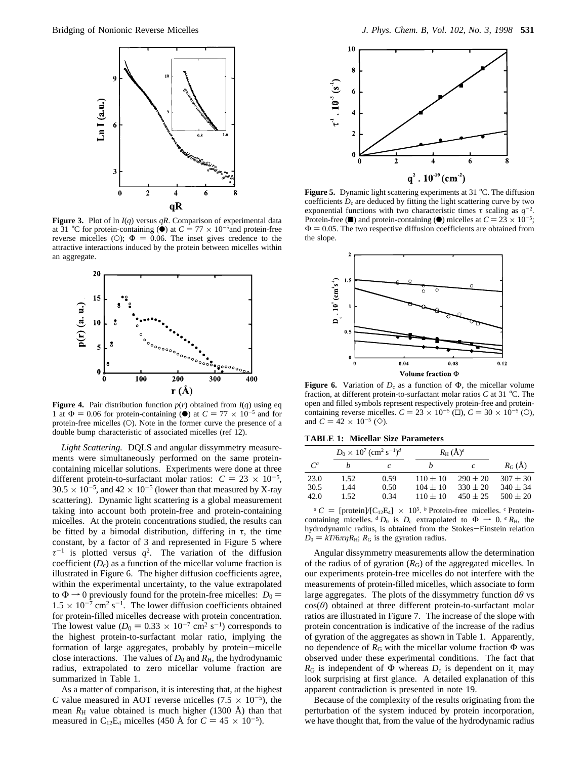**Figure 3.** Plot of ln $I(q)$ versus $qR$. Comparison of experimental data at 31 °C for protein-containing (●) at $C = 77 \times 10^{-5}$and protein-free reverse micelles (○); $\Phi = 0.06$. The inset gives credence to the attractive interactions induced by the protein between micelles within an aggregate.

**Figure 4.** Pair distribution function $p(r)$ obtained from $I(q)$ using eq 1 at $\Phi = 0.06$ for protein-containing (●) at $C = 77 \times 10^{-5}$ and for protein-free micelles (○). Note in the former curve the presence of a double bump characteristic of associated micelles (ref 12).

*Light Scattering.* DQLS and angular dissymmetry measurements were simultaneously performed on the same protein-containing micellar solutions. Experiments were done at three different protein-to-surfactant molar ratios: $C = 23 \times 10^{-5}$, $30.5 \times 10^{-5}$, and $42 \times 10^{-5}$ (lower than that measured by X-ray scattering). Dynamic light scattering is a global measurement taking into account both protein-free and protein-containing micelles. At the protein concentrations studied, the results can be fitted by a bimodal distribution, differing in $\tau$, the time constant, by a factor of 3 and represented in Figure 5 where $\tau^{-1}$ is plotted versus $q^2$. The variation of the diffusion coefficient ($D_c$) as a function of the micellar volume fraction is illustrated in Figure 6. The higher diffusion coefficients agree, within the experimental uncertainty, to the value extrapolated to $\Phi \rightarrow 0$ previously found for the protein-free micelles: $D_0 = 1.5 \times 10^{-7}$ cm$^2$ s$^{-1}$. The lower diffusion coefficients obtained for protein-filled micelles decrease with protein concentration. The lowest value ($D_0 = 0.33 \times 10^{-7}$ cm$^2$ s$^{-1}$) corresponds to the highest protein-to-surfactant molar ratio, implying the formation of large aggregates, probably by protein−micelle close interactions. The values of $D_0$ and $R_H$, the hydrodynamic radius, extrapolated to zero micellar volume fraction are summarized in Table 1.

As a matter of comparison, it is interesting that, at the highest $C$ value measured in AOT reverse micelles ($7.5 \times 10^{-5}$), the mean $R_H$ value obtained is much higher (1300 Å) than that measured in $C_{12}E_4$ micelles (450 Å for $C = 45 \times 10^{-5}$).

**Figure 5.** Dynamic light scattering experiments at 31 °C. The diffusion coefficients $D_c$ are deduced by fitting the light scattering curve by two exponential functions with two characteristic times $\tau$ scaling as $q^{-2}$. Protein-free (■) and protein-containing (●) micelles at $C = 23 \times 10^{-5}$; $\Phi = 0.05$. The two respective diffusion coefficients are obtained from the slope.

**Figure 6.** Variation of $D_c$ as a function of $\Phi$, the micellar volume fraction, at different protein-to-surfactant molar ratios $C$ at 31 °C. The open and filled symbols represent respectively protein-free and protein-containing reverse micelles. $C = 23 \times 10^{-5}$ (□), $C = 30 \times 10^{-5}$ (○), and $C = 42 \times 10^{-5}$ (◇).

**TABLE 1: Micellar Size Parameters**

| | $D_0 \times 10^7$ (cm$^2$ s$^{-1}$)[d] | | $R_H$ (Å)[e] | | |
|---|---|---|---|---|---|
| $C$[a] | b | c | b | c | $R_G$ (Å) |
| 23.0 | 1.52 | 0.59 | 110 ± 10 | 290 ± 20 | 307 ± 30 |
| 30.5 | 1.44 | 0.50 | 104 ± 10 | 330 ± 20 | 340 ± 34 |
| 42.0 | 1.52 | 0.34 | 110 ± 10 | 450 ± 25 | 500 ± 20 |

[a] $C$ = [protein]/[$C_{12}E_4$] × $10^5$. [b] Protein-free micelles. [c] Protein-containing micelles. [d] $D_0$ is $D_c$ extrapolated to $\Phi \rightarrow 0$. [e] $R_H$, the hydrodynamic radius, is obtained from the Stokes−Einstein relation $D_0 = kT/6\pi\eta R_H$; $R_G$ is the gyration radius.

Angular dissymmetry measurements allow the determination of the radius of of gyration ($R_G$) of the aggregated micelles. In our experiments protein-free micelles do not interfere with the measurements of protein-filled micelles, which associate to form large aggregates. The plots of the dissymmetry function d$\theta$ vs cos($\theta$) obtained at three different protein-to-surfactant molar ratios are illustrated in Figure 7. The increase of the slope with protein concentration is indicative of the increase of the radius of gyration of the aggregates as shown in Table 1. Apparently, no dependence of $R_G$ with the micellar volume fraction $\Phi$ was observed under these experimental conditions. The fact that $R_G$ is independent of $\Phi$ whereas $D_c$ is dependent on it may look surprising at first glance. A detailed explanation of this apparent contradiction is presented in note 19.

Because of the complexity of the results originating from the perturbation of the system induced by protein incorporation, we have thought that, from the value of the hydrodynamic radius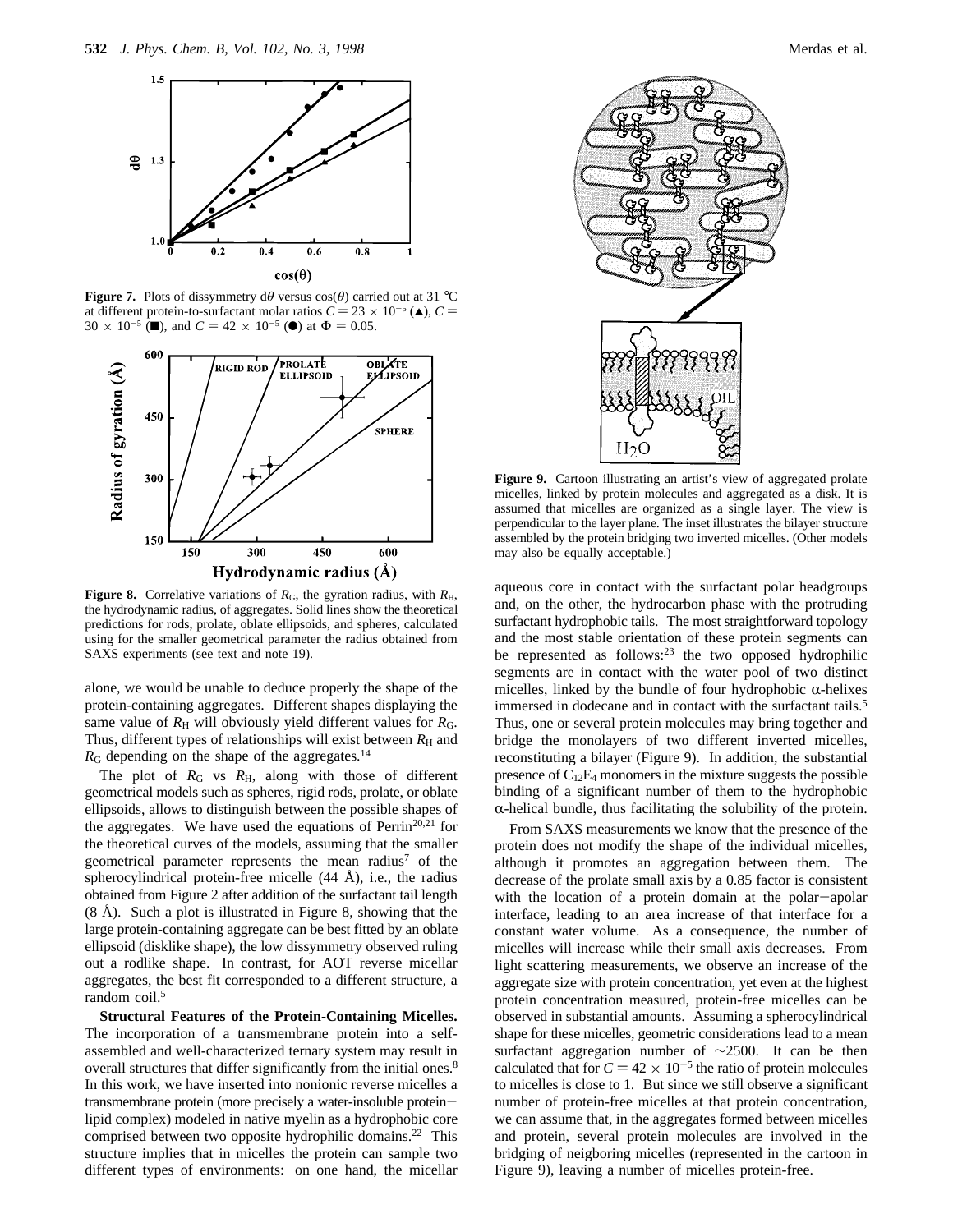**Figure 7.** Plots of dissymmetry $d\theta$ versus $\cos(\theta)$ carried out at 31 °C at different protein-to-surfactant molar ratios $C = 23 \times 10^{-5}$ (▲), $C = 30 \times 10^{-5}$ (■), and $C = 42 \times 10^{-5}$ (●) at $\Phi = 0.05$.

**Figure 8.** Correlative variations of $R_G$, the gyration radius, with $R_H$, the hydrodynamic radius, of aggregates. Solid lines show the theoretical predictions for rods, prolate, oblate ellipsoids, and spheres, calculated using for the smaller geometrical parameter the radius obtained from SAXS experiments (see text and note 19).

alone, we would be unable to deduce properly the shape of the protein-containing aggregates. Different shapes displaying the same value of $R_H$ will obviously yield different values for $R_G$. Thus, different types of relationships will exist between $R_H$ and $R_G$ depending on the shape of the aggregates.[14]

The plot of $R_G$ vs $R_H$, along with those of different geometrical models such as spheres, rigid rods, prolate, or oblate ellipsoids, allows to distinguish between the possible shapes of the aggregates. We have used the equations of Perrin[20,21] for the theoretical curves of the models, assuming that the smaller geometrical parameter represents the mean radius[7] of the spherocylindrical protein-free micelle (44 Å), i.e., the radius obtained from Figure 2 after addition of the surfactant tail length (8 Å). Such a plot is illustrated in Figure 8, showing that the large protein-containing aggregate can be best fitted by an oblate ellipsoid (disklike shape), the low dissymmetry observed ruling out a rodlike shape. In contrast, for AOT reverse micellar aggregates, the best fit corresponded to a different structure, a random coil.[5]

**Structural Features of the Protein-Containing Micelles.** The incorporation of a transmembrane protein into a self-assembled and well-characterized ternary system may result in overall structures that differ significantly from the initial ones.[8] In this work, we have inserted into nonionic reverse micelles a transmembrane protein (more precisely a water-insoluble protein–lipid complex) modeled in native myelin as a hydrophobic core comprised between two opposite hydrophilic domains.[22] This structure implies that in micelles the protein can sample two different types of environments: on one hand, the micellar aqueous core in contact with the surfactant polar headgroups and, on the other, the hydrocarbon phase with the protruding surfactant hydrophobic tails. The most straightforward topology and the most stable orientation of these protein segments can be represented as follows:[23] the two opposed hydrophilic segments are in contact with the water pool of two distinct micelles, linked by the bundle of four hydrophobic α-helixes immersed in dodecane and in contact with the surfactant tails.[5] Thus, one or several protein molecules may bring together and bridge the monolayers of two different inverted micelles, reconstituting a bilayer (Figure 9). In addition, the substantial presence of $C_{12}E_4$ monomers in the mixture suggests the possible binding of a significant number of them to the hydrophobic α-helical bundle, thus facilitating the solubility of the protein.

From SAXS measurements we know that the presence of the protein does not modify the shape of the individual micelles, although it promotes an aggregation between them. The decrease of the prolate small axis by a 0.85 factor is consistent with the location of a protein domain at the polar–apolar interface, leading to an area increase of that interface for a constant water volume. As a consequence, the number of micelles will increase while their small axis decreases. From light scattering measurements, we observe an increase of the aggregate size with protein concentration, yet even at the highest protein concentration measured, protein-free micelles can be observed in substantial amounts. Assuming a spherocylindrical shape for these micelles, geometric considerations lead to a mean surfactant aggregation number of ~2500. It can be then calculated that for $C = 42 \times 10^{-5}$ the ratio of protein molecules to micelles is close to 1. But since we still observe a significant number of protein-free micelles at that protein concentration, we can assume that, in the aggregates formed between micelles and protein, several protein molecules are involved in the bridging of neigboring micelles (represented in the cartoon in Figure 9), leaving a number of micelles protein-free.

**Figure 9.** Cartoon illustrating an artist's view of aggregated prolate micelles, linked by protein molecules and aggregated as a disk. It is assumed that micelles are organized as a single layer. The view is perpendicular to the layer plane. The inset illustrates the bilayer structure assembled by the protein bridging two inverted micelles. (Other models may also be equally acceptable.)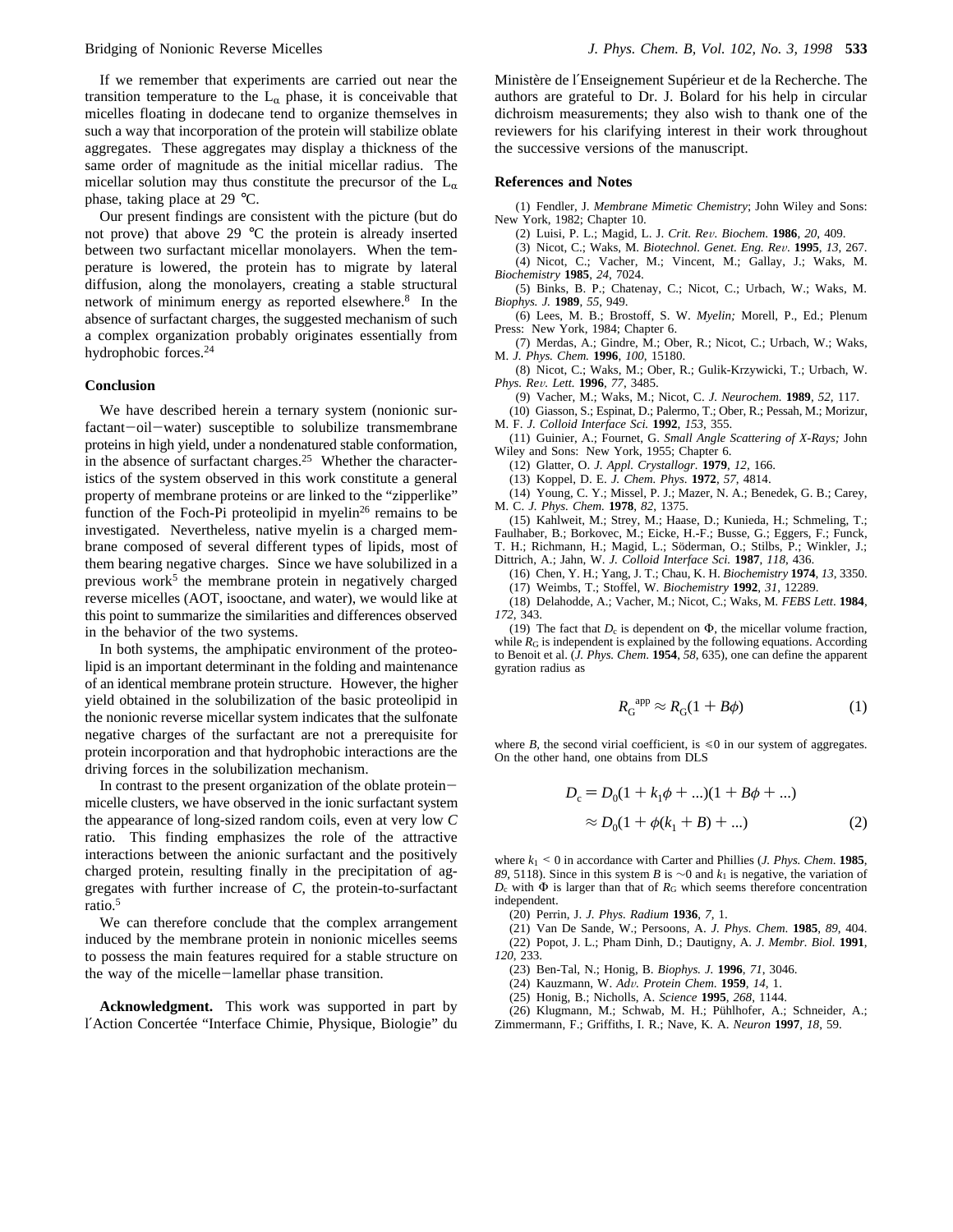If we remember that experiments are carried out near the transition temperature to the $L_\alpha$ phase, it is conceivable that micelles floating in dodecane tend to organize themselves in such a way that incorporation of the protein will stabilize oblate aggregates. These aggregates may display a thickness of the same order of magnitude as the initial micellar radius. The micellar solution may thus constitute the precursor of the $L_\alpha$ phase, taking place at 29 °C.

Our present findings are consistent with the picture (but do not prove) that above 29 °C the protein is already inserted between two surfactant micellar monolayers. When the temperature is lowered, the protein has to migrate by lateral diffusion, along the monolayers, creating a stable structural network of minimum energy as reported elsewhere.[8] In the absence of surfactant charges, the suggested mechanism of such a complex organization probably originates essentially from hydrophobic forces.[24]

## Conclusion

We have described herein a ternary system (nonionic surfactant−oil−water) susceptible to solubilize transmembrane proteins in high yield, under a nondenatured stable conformation, in the absence of surfactant charges.[25] Whether the characteristics of the system observed in this work constitute a general property of membrane proteins or are linked to the "zipperlike" function of the Foch-Pi proteolipid in myelin[26] remains to be investigated. Nevertheless, native myelin is a charged membrane composed of several different types of lipids, most of them bearing negative charges. Since we have solubilized in a previous work[5] the membrane protein in negatively charged reverse micelles (AOT, isooctane, and water), we would like at this point to summarize the similarities and differences observed in the behavior of the two systems.

In both systems, the amphipatic environment of the proteolipid is an important determinant in the folding and maintenance of an identical membrane protein structure. However, the higher yield obtained in the solubilization of the basic proteolipid in the nonionic reverse micellar system indicates that the sulfonate negative charges of the surfactant are not a prerequisite for protein incorporation and that hydrophobic interactions are the driving forces in the solubilization mechanism.

In contrast to the present organization of the oblate protein−micelle clusters, we have observed in the ionic surfactant system the appearance of long-sized random coils, even at very low $C$ ratio. This finding emphasizes the role of the attractive interactions between the anionic surfactant and the positively charged protein, resulting finally in the precipitation of aggregates with further increase of $C$, the protein-to-surfactant ratio.[5]

We can therefore conclude that the complex arrangement induced by the membrane protein in nonionic micelles seems to possess the main features required for a stable structure on the way of the micelle−lamellar phase transition.

**Acknowledgment.** This work was supported in part by l'Action Concertée "Interface Chimie, Physique, Biologie" du Ministère de l'Enseignement Supérieur et de la Recherche. The authors are grateful to Dr. J. Bolard for his help in circular dichroism measurements; they also wish to thank one of the reviewers for his clarifying interest in their work throughout the successive versions of the manuscript.

## References and Notes

(1) Fendler, J. *Membrane Mimetic Chemistry*; John Wiley and Sons: New York, 1982; Chapter 10.

(2) Luisi, P. L.; Magid, L. J. *Crit. Rev. Biochem.* **1986**, *20*, 409.

(3) Nicot, C.; Waks, M. *Biotechnol. Genet. Eng. Rev.* **1995**, *13*, 267.

(4) Nicot, C.; Vacher, M.; Vincent, M.; Gallay, J.; Waks, M. *Biochemistry* **1985**, *24*, 7024.

(5) Binks, B. P.; Chatenay, C.; Nicot, C.; Urbach, W.; Waks, M. *Biophys. J.* **1989**, *55*, 949.

(6) Lees, M. B.; Brostoff, S. W. *Myelin;* Morell, P., Ed.; Plenum Press: New York, 1984; Chapter 6.

(7) Merdas, A.; Gindre, M.; Ober, R.; Nicot, C.; Urbach, W.; Waks, M. *J. Phys. Chem.* **1996**, *100*, 15180.

(8) Nicot, C.; Waks, M.; Ober, R.; Gulik-Krzywicki, T.; Urbach, W. *Phys. Rev. Lett.* **1996**, *77*, 3485.

(9) Vacher, M.; Waks, M.; Nicot, C. *J. Neurochem.* **1989**, *52*, 117.

(10) Giasson, S.; Espinat, D.; Palermo, T.; Ober, R.; Pessah, M.; Morizur, M. F. *J. Colloid Interface Sci.* **1992**, *153*, 355.

(11) Guinier, A.; Fournet, G. *Small Angle Scattering of X-Rays;* John Wiley and Sons: New York, 1955; Chapter 6.

(12) Glatter, O. *J. Appl. Crystallogr.* **1979**, *12*, 166.

(13) Koppel, D. E. *J. Chem. Phys.* **1972**, *57*, 4814.

(14) Young, C. Y.; Missel, P. J.; Mazer, N. A.; Benedek, G. B.; Carey, M. C. *J. Phys. Chem.* **1978**, *82*, 1375.

(15) Kahlweit, M.; Strey, M.; Haase, D.; Kunieda, H.; Schmeling, T.; Faulhaber, B.; Borkovec, M.; Eicke, H.-F.; Busse, G.; Eggers, F.; Funck, T. H.; Richmann, H.; Magid, L.; Söderman, O.; Stilbs, P.; Winkler, J.; Dittrich, A.; Jahn, W. *J. Colloid Interface Sci.* **1987**, *118*, 436.

(16) Chen, Y. H.; Yang, J. T.; Chau, K. H. *Biochemistry* **1974**, *13*, 3350.

(17) Weimbs, T.; Stoffel, W. *Biochemistry* **1992**, *31*, 12289.

(18) Delahodde, A.; Vacher, M.; Nicot, C.; Waks, M. *FEBS Lett.* **1984**, *172*, 343.

(19) The fact that $D_c$ is dependent on $\Phi$, the micellar volume fraction, while $R_G$ is independent is explained by the following equations. According to Benoit et al. (*J. Phys. Chem.* **1954**, *58*, 635), one can define the apparent gyration radius as

$$R_G^{\text{app}} \approx R_G(1 + B\phi) \tag{1}$$

where $B$, the second virial coefficient, is $\leqslant 0$ in our system of aggregates. On the other hand, one obtains from DLS

$$\begin{aligned} D_c &= D_0(1 + k_1\phi + ...)(1 + B\phi + ...) \\ &\approx D_0(1 + \phi(k_1 + B) + ...) \end{aligned} \tag{2}$$

where $k_1 < 0$ in accordance with Carter and Phillies (*J. Phys. Chem.* **1985**, *89*, 5118). Since in this system $B$ is ∼0 and $k_1$ is negative, the variation of $D_c$ with $\Phi$ is larger than that of $R_G$ which seems therefore concentration independent.

(20) Perrin, J. *J. Phys. Radium* **1936**, *7*, 1.

(21) Van De Sande, W.; Persoons, A. *J. Phys. Chem.* **1985**, *89*, 404.

(22) Popot, J. L.; Pham Dinh, D.; Dautigny, A. *J. Membr. Biol.* **1991**, *120*, 233.

(23) Ben-Tal, N.; Honig, B. *Biophys. J.* **1996**, *71*, 3046.

(24) Kauzmann, W. *Adv. Protein Chem.* **1959**, *14*, 1.

(25) Honig, B.; Nicholls, A. *Science* **1995**, *268*, 1144.

(26) Klugmann, M.; Schwab, M. H.; Pühlhofer, A.; Schneider, A.; Zimmermann, F.; Griffiths, I. R.; Nave, K. A. *Neuron* **1997**, *18*, 59.